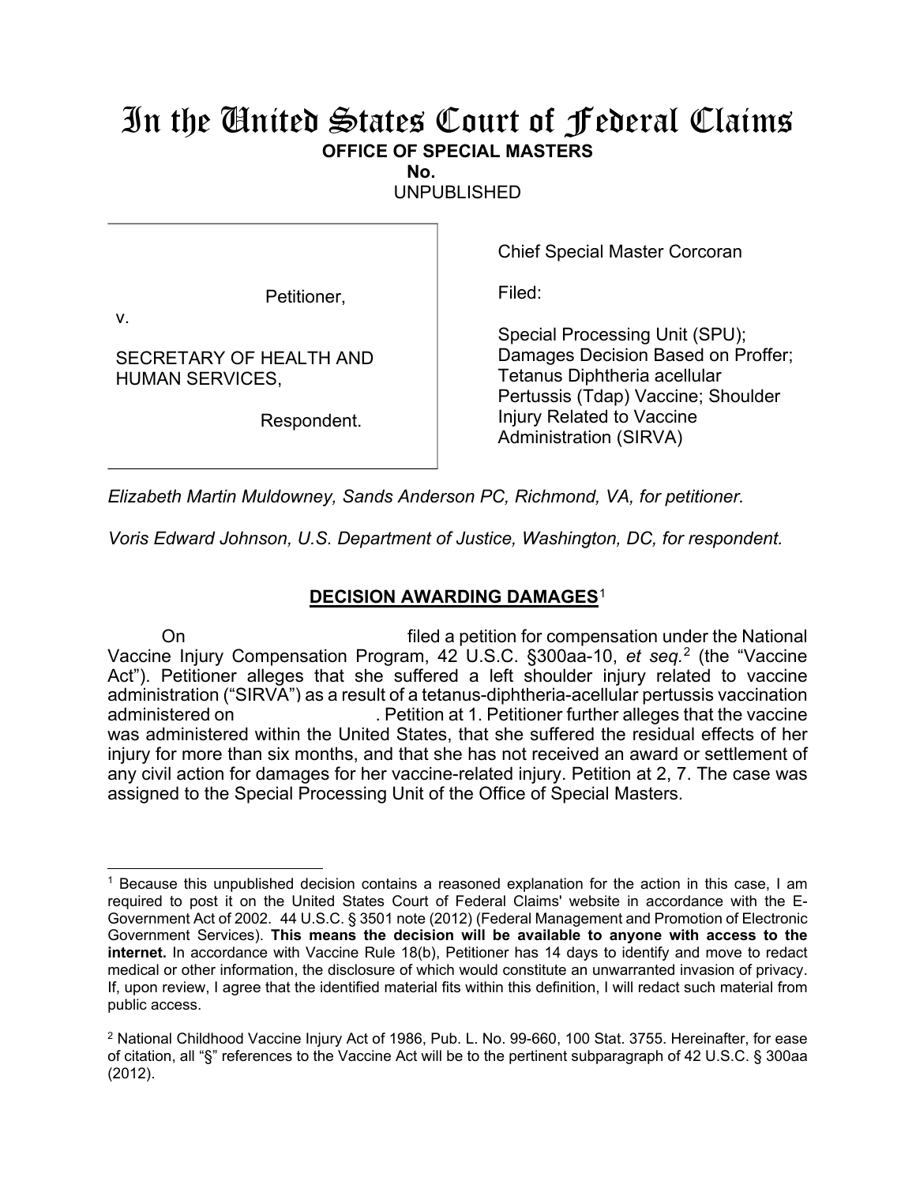# In the United States Court of Federal Claims

**OFFICE OF SPECIAL MASTERS**

**No.**

UNPUBLISHED

| | |
|---|---|
| Petitioner, <br> v. <br> SECRETARY OF HEALTH AND HUMAN SERVICES, <br> Respondent. | Chief Special Master Corcoran <br> Filed: <br> Special Processing Unit (SPU); Damages Decision Based on Proffer; Tetanus Diphtheria acellular Pertussis (Tdap) Vaccine; Shoulder Injury Related to Vaccine Administration (SIRVA) |

*Elizabeth Martin Muldowney, Sands Anderson PC, Richmond, VA, for petitioner.*

*Voris Edward Johnson, U.S. Department of Justice, Washington, DC, for respondent.*

## DECISION AWARDING DAMAGES[1]

On filed a petition for compensation under the National Vaccine Injury Compensation Program, 42 U.S.C. §300aa-10, *et seq.*[2] (the "Vaccine Act"). Petitioner alleges that she suffered a left shoulder injury related to vaccine administration ("SIRVA") as a result of a tetanus-diphtheria-acellular pertussis vaccination administered on . Petition at 1. Petitioner further alleges that the vaccine was administered within the United States, that she suffered the residual effects of her injury for more than six months, and that she has not received an award or settlement of any civil action for damages for her vaccine-related injury. Petition at 2, 7. The case was assigned to the Special Processing Unit of the Office of Special Masters.

---

[1] Because this unpublished decision contains a reasoned explanation for the action in this case, I am required to post it on the United States Court of Federal Claims' website in accordance with the E-Government Act of 2002. 44 U.S.C. § 3501 note (2012) (Federal Management and Promotion of Electronic Government Services). **This means the decision will be available to anyone with access to the internet.** In accordance with Vaccine Rule 18(b), Petitioner has 14 days to identify and move to redact medical or other information, the disclosure of which would constitute an unwarranted invasion of privacy. If, upon review, I agree that the identified material fits within this definition, I will redact such material from public access.

[2] National Childhood Vaccine Injury Act of 1986, Pub. L. No. 99-660, 100 Stat. 3755. Hereinafter, for ease of citation, all "§" references to the Vaccine Act will be to the pertinent subparagraph of 42 U.S.C. § 300aa (2012).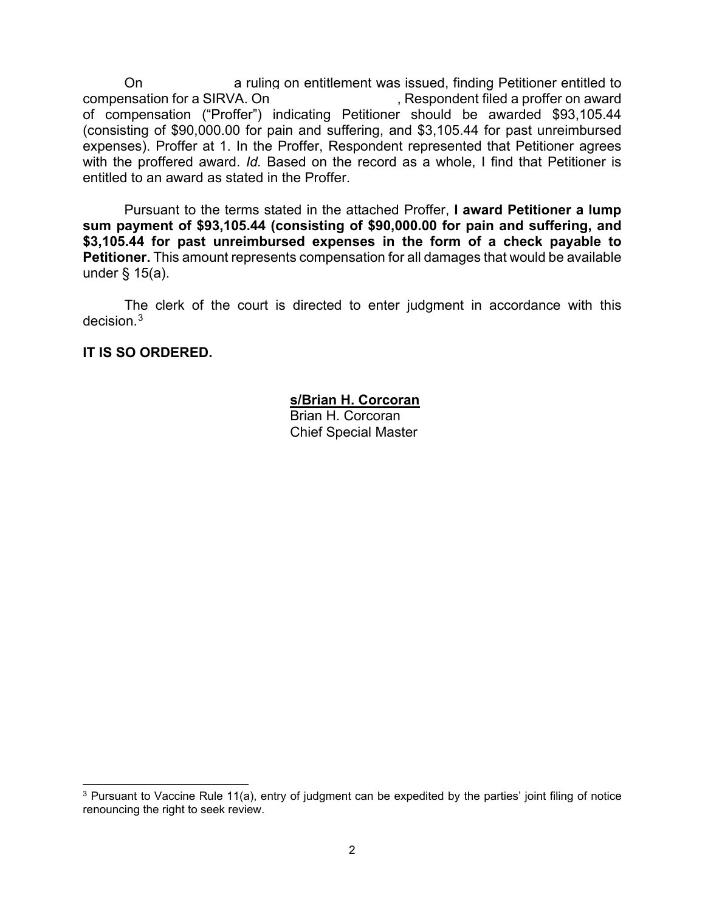On a ruling on entitlement was issued, finding Petitioner entitled to compensation for a SIRVA. On , Respondent filed a proffer on award of compensation ("Proffer") indicating Petitioner should be awarded $93,105.44 (consisting of $90,000.00 for pain and suffering, and $3,105.44 for past unreimbursed expenses). Proffer at 1. In the Proffer, Respondent represented that Petitioner agrees with the proffered award. *Id.* Based on the record as a whole, I find that Petitioner is entitled to an award as stated in the Proffer.

Pursuant to the terms stated in the attached Proffer, **I award Petitioner a lump sum payment of $93,105.44 (consisting of $90,000.00 for pain and suffering, and $3,105.44 for past unreimbursed expenses in the form of a check payable to Petitioner.** This amount represents compensation for all damages that would be available under § 15(a).

The clerk of the court is directed to enter judgment in accordance with this decision.[3]

**IT IS SO ORDERED.**

**s/Brian H. Corcoran**
Brian H. Corcoran
Chief Special Master

[3] Pursuant to Vaccine Rule 11(a), entry of judgment can be expedited by the parties' joint filing of notice renouncing the right to seek review.